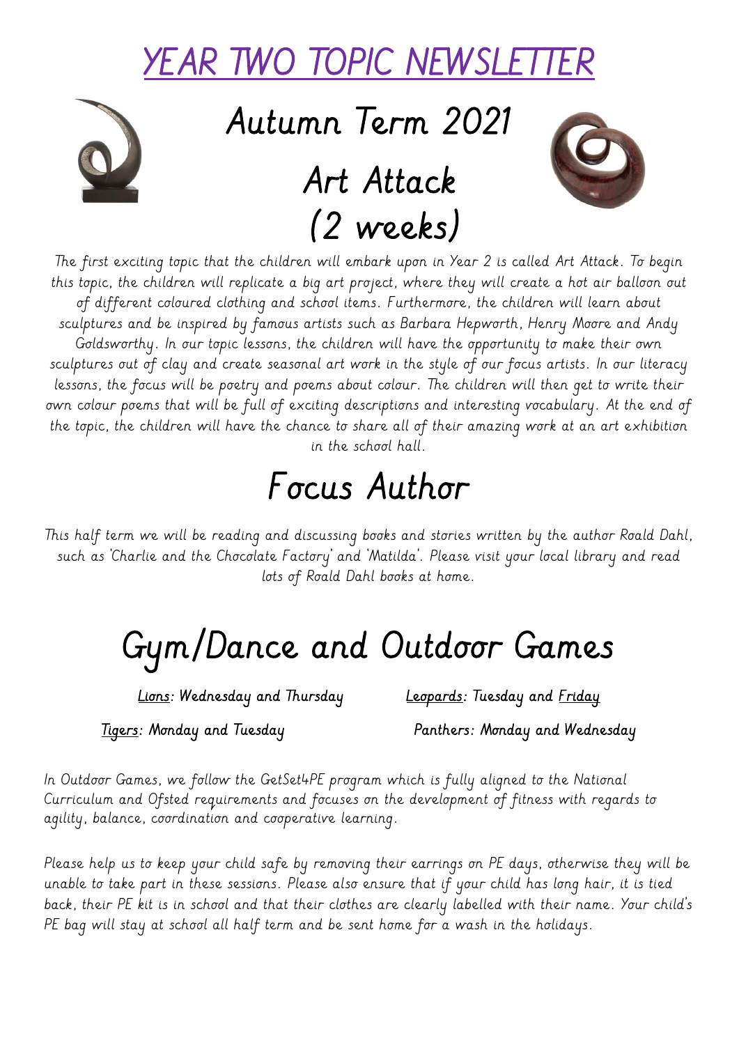# YEAR TWO TOPIC NEWSLETTER

## Autumn Term 2021

## Art Attack (2 weeks)

*The first exciting topic that the children will embark upon in Year 2 is called Art Attack. To begin this topic, the children will replicate a big art project, where they will create a hot air balloon out of different coloured clothing and school items. Furthermore, the children will learn about sculptures and be inspired by famous artists such as Barbara Hepworth, Henry Moore and Andy Goldsworthy. In our topic lessons, the children will have the opportunity to make their own sculptures out of clay and create seasonal art work in the style of our focus artists. In our literacy lessons, the focus will be poetry and poems about colour. The children will then get to write their own colour poems that will be full of exciting descriptions and interesting vocabulary. At the end of the topic, the children will have the chance to share all of their amazing work at an art exhibition in the school hall.*

## Focus Author

*This half term we will be reading and discussing books and stories written by the author Roald Dahl, such as 'Charlie and the Chocolate Factory' and 'Matilda'. Please visit your local library and read lots of Roald Dahl books at home.*

## Gym/Dance and Outdoor Games

Lions: Wednesday and Thursday

Leopards: Tuesday and Friday

Tigers: Monday and Tuesday

Panthers: Monday and Wednesday

*In Outdoor Games, we follow the GetSet4PE program which is fully aligned to the National Curriculum and Ofsted requirements and focuses on the development of fitness with regards to agility, balance, coordination and cooperative learning.*

*Please help us to keep your child safe by removing their earrings on PE days, otherwise they will be unable to take part in these sessions. Please also ensure that if your child has long hair, it is tied back, their PE kit is in school and that their clothes are clearly labelled with their name. Your child's PE bag will stay at school all half term and be sent home for a wash in the holidays.*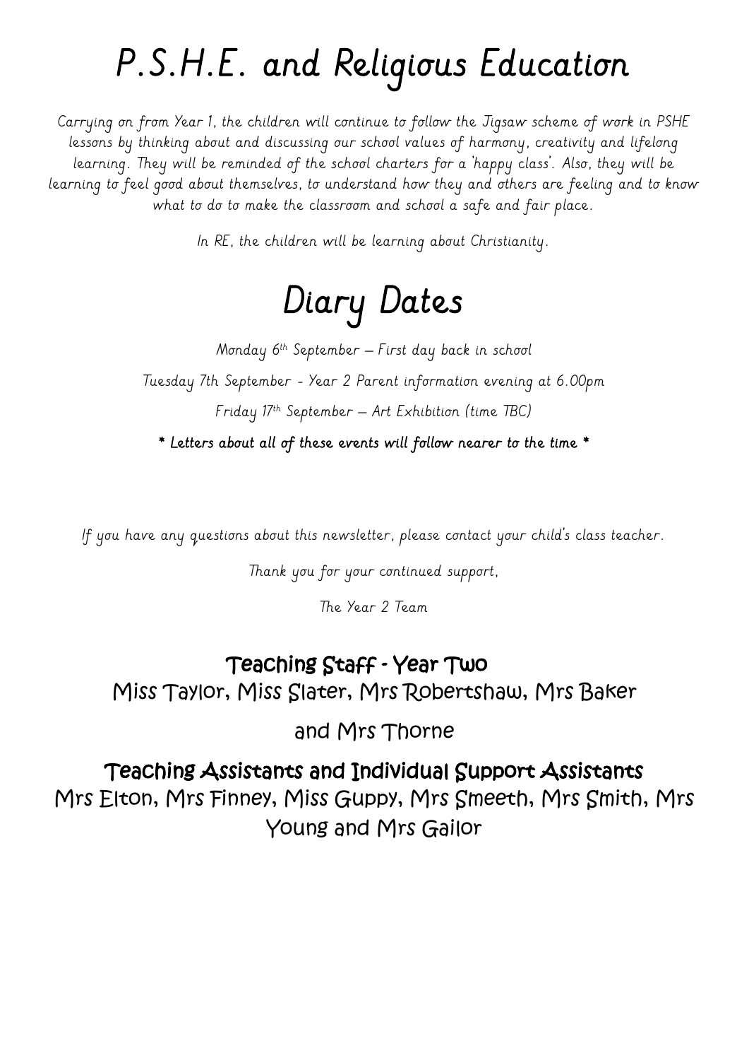# P.S.H.E. and Religious Education

*Carrying on from Year 1, the children will continue to follow the Jigsaw scheme of work in PSHE lessons by thinking about and discussing our school values of harmony, creativity and lifelong learning. They will be reminded of the school charters for a 'happy class'. Also, they will be learning to feel good about themselves, to understand how they and others are feeling and to know what to do to make the classroom and school a safe and fair place.*

*In RE, the children will be learning about Christianity.*

# Diary Dates

*Monday 6th September – First day back in school*

*Tuesday 7th September - Year 2 Parent information evening at 6.00pm*

*Friday 17th September – Art Exhibition (time TBC)*

*\* Letters about all of these events will follow nearer to the time \**

*If you have any questions about this newsletter, please contact your child's class teacher.*

*Thank you for your continued support,*

*The Year 2 Team*

## Teaching Staff - Year Two

Miss Taylor, Miss Slater, Mrs Robertshaw, Mrs Baker and Mrs Thorne

## Teaching Assistants and Individual Support Assistants

Mrs Elton, Mrs Finney, Miss Guppy, Mrs Smeeth, Mrs Smith, Mrs Young and Mrs Gailor